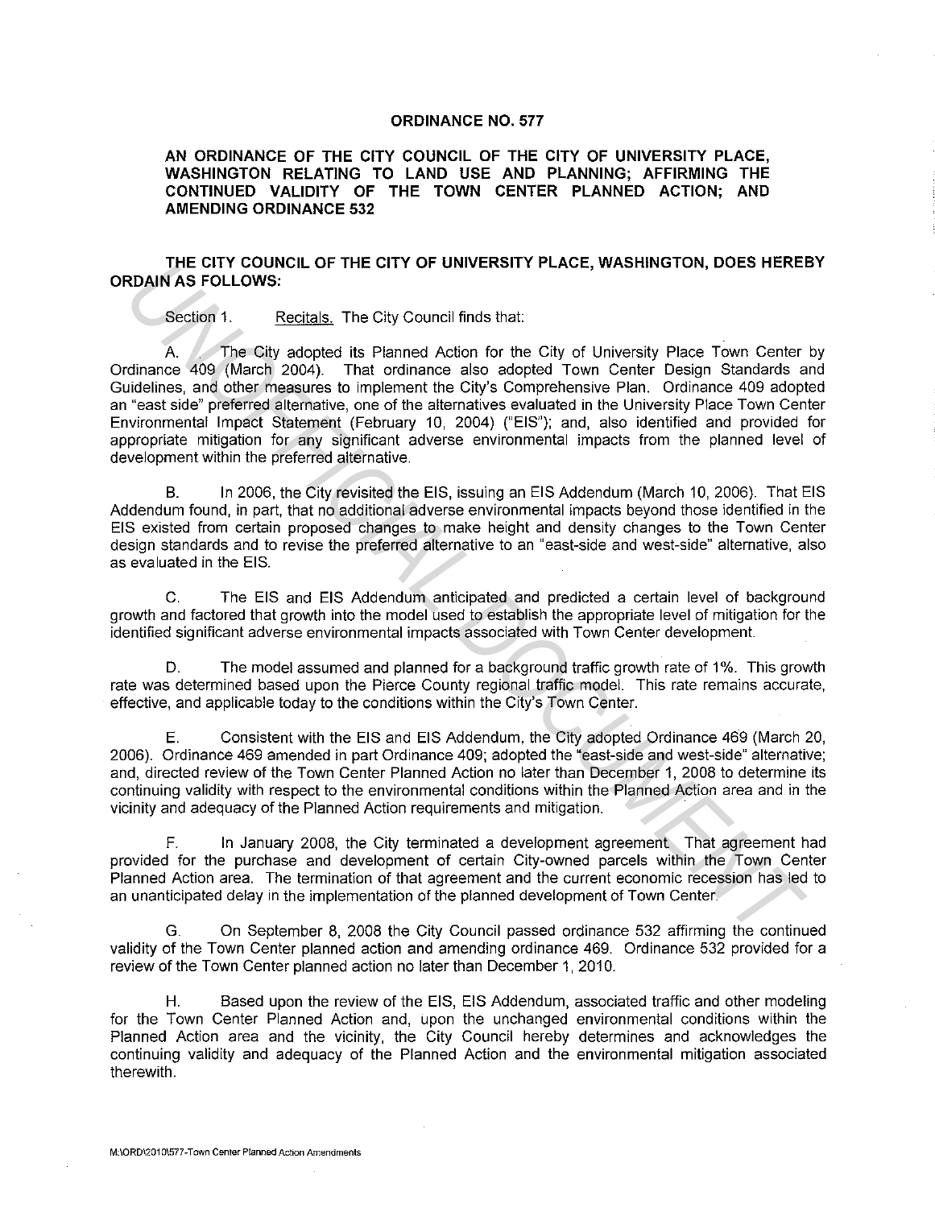# ORDINANCE NO. 577

## AN ORDINANCE OF THE CITY COUNCIL OF THE CITY OF UNIVERSITY PLACE, WASHINGTON RELATING TO LAND USE AND PLANNING; AFFIRMING THE CONTINUED VALIDITY OF THE TOWN CENTER PLANNED ACTION; AND AMENDING ORDINANCE 532

**THE CITY COUNCIL OF THE CITY OF UNIVERSITY PLACE, WASHINGTON, DOES HEREBY ORDAIN AS FOLLOWS:**

Section 1. Recitals. The City Council finds that:

A. The City adopted its Planned Action for the City of University Place Town Center by Ordinance 409 (March 2004). That ordinance also adopted Town Center Design Standards and Guidelines, and other measures to implement the City's Comprehensive Plan. Ordinance 409 adopted an "east side" preferred alternative, one of the alternatives evaluated in the University Place Town Center Environmental Impact Statement (February 10, 2004) ("EIS"); and, also identified and provided for appropriate mitigation for any significant adverse environmental impacts from the planned level of development within the preferred alternative.

B. In 2006, the City revisited the EIS, issuing an EIS Addendum (March 10, 2006). That EIS Addendum found, in part, that no additional adverse environmental impacts beyond those identified in the EIS existed from certain proposed changes to make height and density changes to the Town Center design standards and to revise the preferred alternative to an "east-side and west-side" alternative, also as evaluated in the EIS.

C. The EIS and EIS Addendum anticipated and predicted a certain level of background growth and factored that growth into the model used to establish the appropriate level of mitigation for the identified significant adverse environmental impacts associated with Town Center development.

D. The model assumed and planned for a background traffic growth rate of 1%. This growth rate was determined based upon the Pierce County regional traffic model. This rate remains accurate, effective, and applicable today to the conditions within the City's Town Center.

E. Consistent with the EIS and EIS Addendum, the City adopted Ordinance 469 (March 20, 2006). Ordinance 469 amended in part Ordinance 409; adopted the "east-side and west-side" alternative; and, directed review of the Town Center Planned Action no later than December 1, 2008 to determine its continuing validity with respect to the environmental conditions within the Planned Action area and in the vicinity and adequacy of the Planned Action requirements and mitigation.

F. In January 2008, the City terminated a development agreement. That agreement had provided for the purchase and development of certain City-owned parcels within the Town Center Planned Action area. The termination of that agreement and the current economic recession has led to an unanticipated delay in the implementation of the planned development of Town Center.

G. On September 8, 2008 the City Council passed ordinance 532 affirming the continued validity of the Town Center planned action and amending ordinance 469. Ordinance 532 provided for a review of the Town Center planned action no later than December 1, 2010.

H. Based upon the review of the EIS, EIS Addendum, associated traffic and other modeling for the Town Center Planned Action and, upon the unchanged environmental conditions within the Planned Action area and the vicinity, the City Council hereby determines and acknowledges the continuing validity and adequacy of the Planned Action and the environmental mitigation associated therewith.

M:\ORD\2010\577-Town Center Planned Action Amendments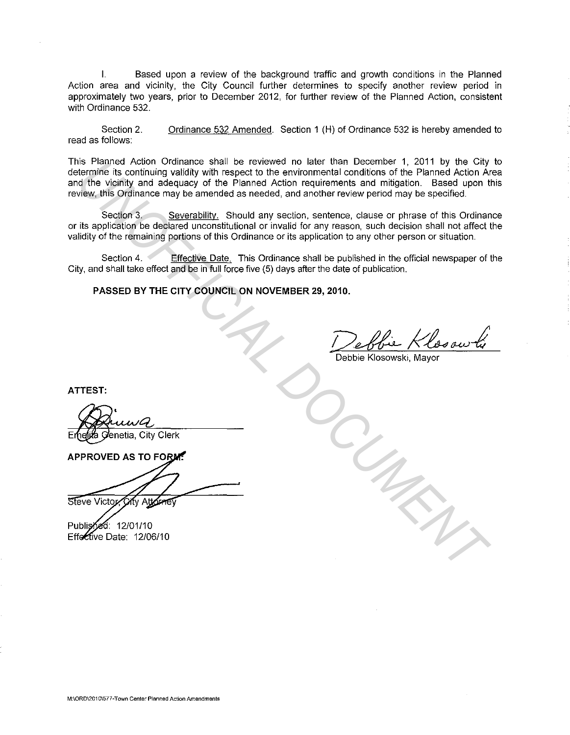I. Based upon a review of the background traffic and growth conditions in the Planned Action area and vicinity, the City Council further determines to specify another review period in approximately two years, prior to December 2012, for further review of the Planned Action, consistent with Ordinance 532.

Section 2. Ordinance 532 Amended. Section 1 (H) of Ordinance 532 is hereby amended to read as follows:

This Planned Action Ordinance shall be reviewed no later than December 1, 2011 by the City to determine its continuing validity with respect to the environmental conditions of the Planned Action Area and the vicinity and adequacy of the Planned Action requirements and mitigation. Based upon this review, this Ordinance may be amended as needed, and another review period may be specified.

Section 3. Severability. Should any section, sentence, clause or phrase of this Ordinance or its application be declared unconstitutional or invalid for any reason, such decision shall not affect the validity of the remaining portions of this Ordinance or its application to any other person or situation.

Section 4. Effective Date. This Ordinance shall be published in the official newspaper of the City, and shall take effect and be in full force five (5) days after the date of publication.

**PASSED BY THE CITY COUNCIL ON NOVEMBER 29, 2010.**

Debbie Klosowski, Mayor

**ATTEST:**

Emelita Genetia, City Clerk

**APPROVED AS TO FORM:**

Steve Victor, City Attorney

Published: 12/01/10
Effective Date: 12/06/10

M:\ORD\2010\577-Town Center Planned Action Amendments